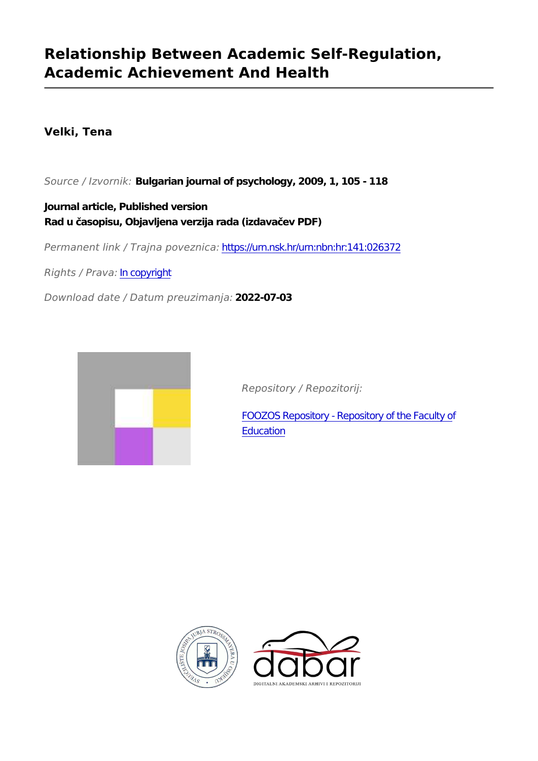# Relationship Between Academic Self-Regulation, Academic Achievement And Health

**Velki, Tena**

*Source / Izvornik:* **Bulgarian journal of psychology, 2009, 1, 105 - 118**

**Journal article, Published version**
**Rad u časopisu, Objavljena verzija rada (izdavačev PDF)**

*Permanent link / Trajna poveznica:* https://urn.nsk.hr/urn:nbn:hr:141:026372

*Rights / Prava:* In copyright

*Download date / Datum preuzimanja:* **2022-07-03**

*Repository / Repozitorij:*

FOOZOS Repository - Repository of the Faculty of Education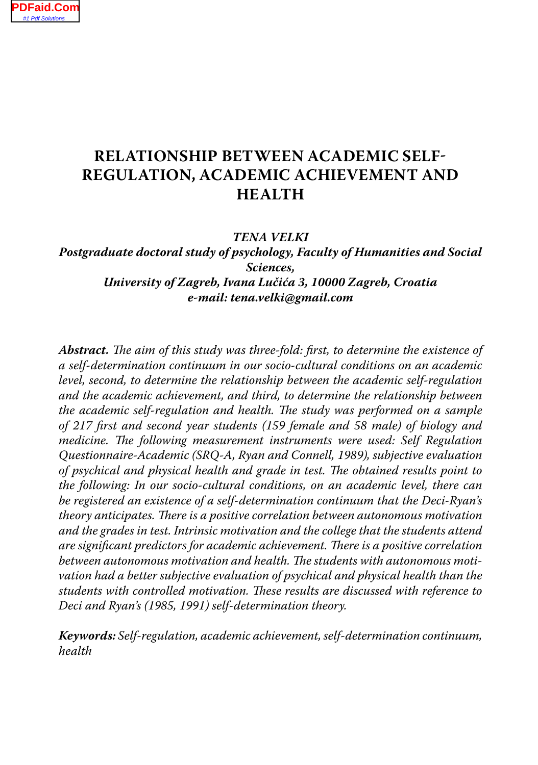# RELATIONSHIP BETWEEN ACADEMIC SELF-REGULATION, ACADEMIC ACHIEVEMENT AND HEALTH

*TENA VELKI*

***Postgraduate doctoral study of psychology, Faculty of Humanities and Social Sciences,***

***University of Zagreb, Ivana Lučića 3, 10000 Zagreb, Croatia***

***e-mail: tena.velki@gmail.com***

***Abstract.*** *The aim of this study was three-fold: first, to determine the existence of a self-determination continuum in our socio-cultural conditions on an academic level, second, to determine the relationship between the academic self-regulation and the academic achievement, and third, to determine the relationship between the academic self-regulation and health. The study was performed on a sample of 217 first and second year students (159 female and 58 male) of biology and medicine. The following measurement instruments were used: Self Regulation Questionnaire-Academic (SRQ-A, Ryan and Connell, 1989), subjective evaluation of psychical and physical health and grade in test. The obtained results point to the following: In our socio-cultural conditions, on an academic level, there can be registered an existence of a self-determination continuum that the Deci-Ryan's theory anticipates. There is a positive correlation between autonomous motivation and the grades in test. Intrinsic motivation and the college that the students attend are significant predictors for academic achievement. There is a positive correlation between autonomous motivation and health. The students with autonomous motivation had a better subjective evaluation of psychical and physical health than the students with controlled motivation. These results are discussed with reference to Deci and Ryan's (1985, 1991) self-determination theory.*

***Keywords:*** *Self-regulation, academic achievement, self-determination continuum, health*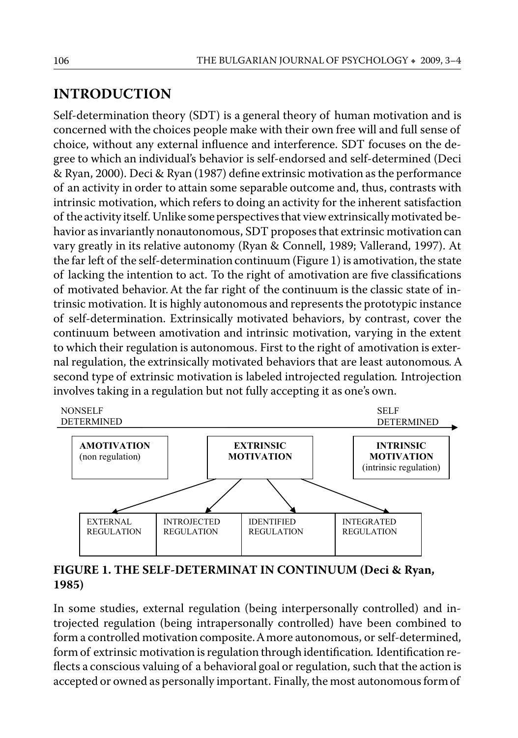## INTRODUCTION

Self-determination theory (SDT) is a general theory of human motivation and is concerned with the choices people make with their own free will and full sense of choice, without any external influence and interference. SDT focuses on the degree to which an individual's behavior is self-endorsed and self-determined (Deci & Ryan, 2000). Deci & Ryan (1987) define extrinsic motivation as the performance of an activity in order to attain some separable outcome and, thus, contrasts with intrinsic motivation, which refers to doing an activity for the inherent satisfaction of the activity itself. Unlike some perspectives that view extrinsically motivated behavior as invariantly nonautonomous, SDT proposes that extrinsic motivation can vary greatly in its relative autonomy (Ryan & Connell, 1989; Vallerand, 1997). At the far left of the self-determination continuum (Figure 1) is amotivation, the state of lacking the intention to act. To the right of amotivation are five classifications of motivated behavior. At the far right of the continuum is the classic state of intrinsic motivation. It is highly autonomous and represents the prototypic instance of self-determination. Extrinsically motivated behaviors, by contrast, cover the continuum between amotivation and intrinsic motivation, varying in the extent to which their regulation is autonomous. First to the right of amotivation is external regulation, the extrinsically motivated behaviors that are least autonomous. A second type of extrinsic motivation is labeled introjected regulation. Introjection involves taking in a regulation but not fully accepting it as one's own.

NONSELF DETERMINED → SELF DETERMINED

| AMOTIVATION (non regulation) | EXTRINSIC MOTIVATION | INTRINSIC MOTIVATION (intrinsic regulation) |
|---|---|---|

| EXTERNAL REGULATION | INTROJECTED REGULATION | IDENTIFIED REGULATION | INTEGRATED REGULATION |
|---|---|---|---|

**FIGURE 1. THE SELF-DETERMINAT IN CONTINUUM (Deci & Ryan, 1985)**

In some studies, external regulation (being interpersonally controlled) and introjected regulation (being intrapersonally controlled) have been combined to form a controlled motivation composite. A more autonomous, or self-determined, form of extrinsic motivation is regulation through identification. Identification reflects a conscious valuing of a behavioral goal or regulation, such that the action is accepted or owned as personally important. Finally, the most autonomous form of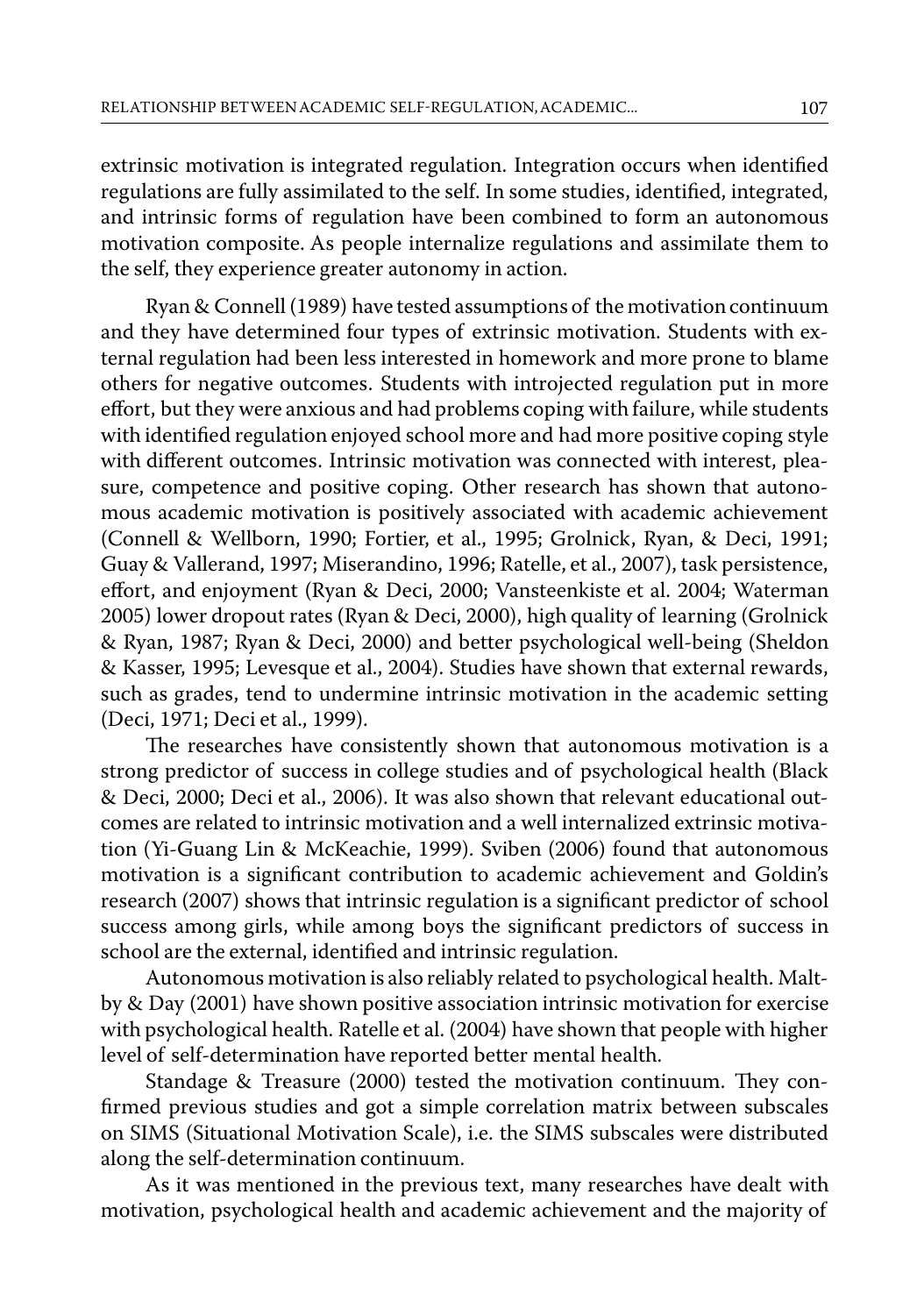extrinsic motivation is integrated regulation. Integration occurs when identified regulations are fully assimilated to the self. In some studies, identified, integrated, and intrinsic forms of regulation have been combined to form an autonomous motivation composite. As people internalize regulations and assimilate them to the self, they experience greater autonomy in action.

Ryan & Connell (1989) have tested assumptions of the motivation continuum and they have determined four types of extrinsic motivation. Students with external regulation had been less interested in homework and more prone to blame others for negative outcomes. Students with introjected regulation put in more effort, but they were anxious and had problems coping with failure, while students with identified regulation enjoyed school more and had more positive coping style with different outcomes. Intrinsic motivation was connected with interest, pleasure, competence and positive coping. Other research has shown that autonomous academic motivation is positively associated with academic achievement (Connell & Wellborn, 1990; Fortier, et al., 1995; Grolnick, Ryan, & Deci, 1991; Guay & Vallerand, 1997; Miserandino, 1996; Ratelle, et al., 2007), task persistence, effort, and enjoyment (Ryan & Deci, 2000; Vansteenkiste et al. 2004; Waterman 2005) lower dropout rates (Ryan & Deci, 2000), high quality of learning (Grolnick & Ryan, 1987; Ryan & Deci, 2000) and better psychological well-being (Sheldon & Kasser, 1995; Levesque et al., 2004). Studies have shown that external rewards, such as grades, tend to undermine intrinsic motivation in the academic setting (Deci, 1971; Deci et al., 1999).

The researches have consistently shown that autonomous motivation is a strong predictor of success in college studies and of psychological health (Black & Deci, 2000; Deci et al., 2006). It was also shown that relevant educational outcomes are related to intrinsic motivation and a well internalized extrinsic motivation (Yi-Guang Lin & McKeachie, 1999). Sviben (2006) found that autonomous motivation is a significant contribution to academic achievement and Goldin's research (2007) shows that intrinsic regulation is a significant predictor of school success among girls, while among boys the significant predictors of success in school are the external, identified and intrinsic regulation.

Autonomous motivation is also reliably related to psychological health. Maltby & Day (2001) have shown positive association intrinsic motivation for exercise with psychological health. Ratelle et al. (2004) have shown that people with higher level of self-determination have reported better mental health.

Standage & Treasure (2000) tested the motivation continuum. They confirmed previous studies and got a simple correlation matrix between subscales on SIMS (Situational Motivation Scale), i.e. the SIMS subscales were distributed along the self-determination continuum.

As it was mentioned in the previous text, many researches have dealt with motivation, psychological health and academic achievement and the majority of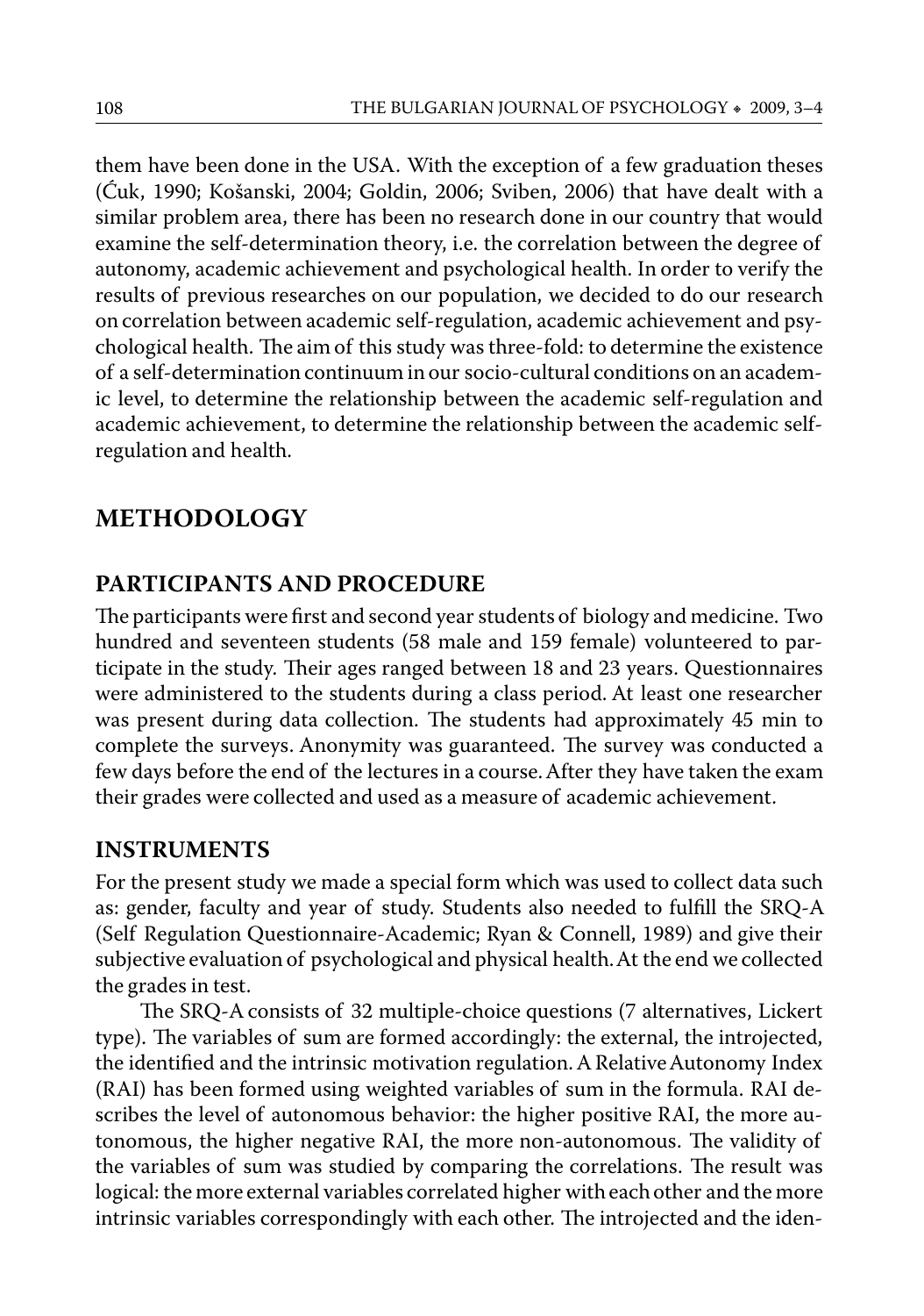them have been done in the USA. With the exception of a few graduation theses (Ćuk, 1990; Košanski, 2004; Goldin, 2006; Sviben, 2006) that have dealt with a similar problem area, there has been no research done in our country that would examine the self-determination theory, i.e. the correlation between the degree of autonomy, academic achievement and psychological health. In order to verify the results of previous researches on our population, we decided to do our research on correlation between academic self-regulation, academic achievement and psychological health. The aim of this study was three-fold: to determine the existence of a self-determination continuum in our socio-cultural conditions on an academic level, to determine the relationship between the academic self-regulation and academic achievement, to determine the relationship between the academic self-regulation and health.

## METHODOLOGY

### PARTICIPANTS AND PROCEDURE

The participants were first and second year students of biology and medicine. Two hundred and seventeen students (58 male and 159 female) volunteered to participate in the study. Their ages ranged between 18 and 23 years. Questionnaires were administered to the students during a class period. At least one researcher was present during data collection. The students had approximately 45 min to complete the surveys. Anonymity was guaranteed. The survey was conducted a few days before the end of the lectures in a course. After they have taken the exam their grades were collected and used as a measure of academic achievement.

### INSTRUMENTS

For the present study we made a special form which was used to collect data such as: gender, faculty and year of study. Students also needed to fulfill the SRQ-A (Self Regulation Questionnaire-Academic; Ryan & Connell, 1989) and give their subjective evaluation of psychological and physical health. At the end we collected the grades in test.

The SRQ-A consists of 32 multiple-choice questions (7 alternatives, Lickert type). The variables of sum are formed accordingly: the external, the introjected, the identified and the intrinsic motivation regulation. A Relative Autonomy Index (RAI) has been formed using weighted variables of sum in the formula. RAI describes the level of autonomous behavior: the higher positive RAI, the more autonomous, the higher negative RAI, the more non-autonomous. The validity of the variables of sum was studied by comparing the correlations. The result was logical: the more external variables correlated higher with each other and the more intrinsic variables correspondingly with each other. The introjected and the iden-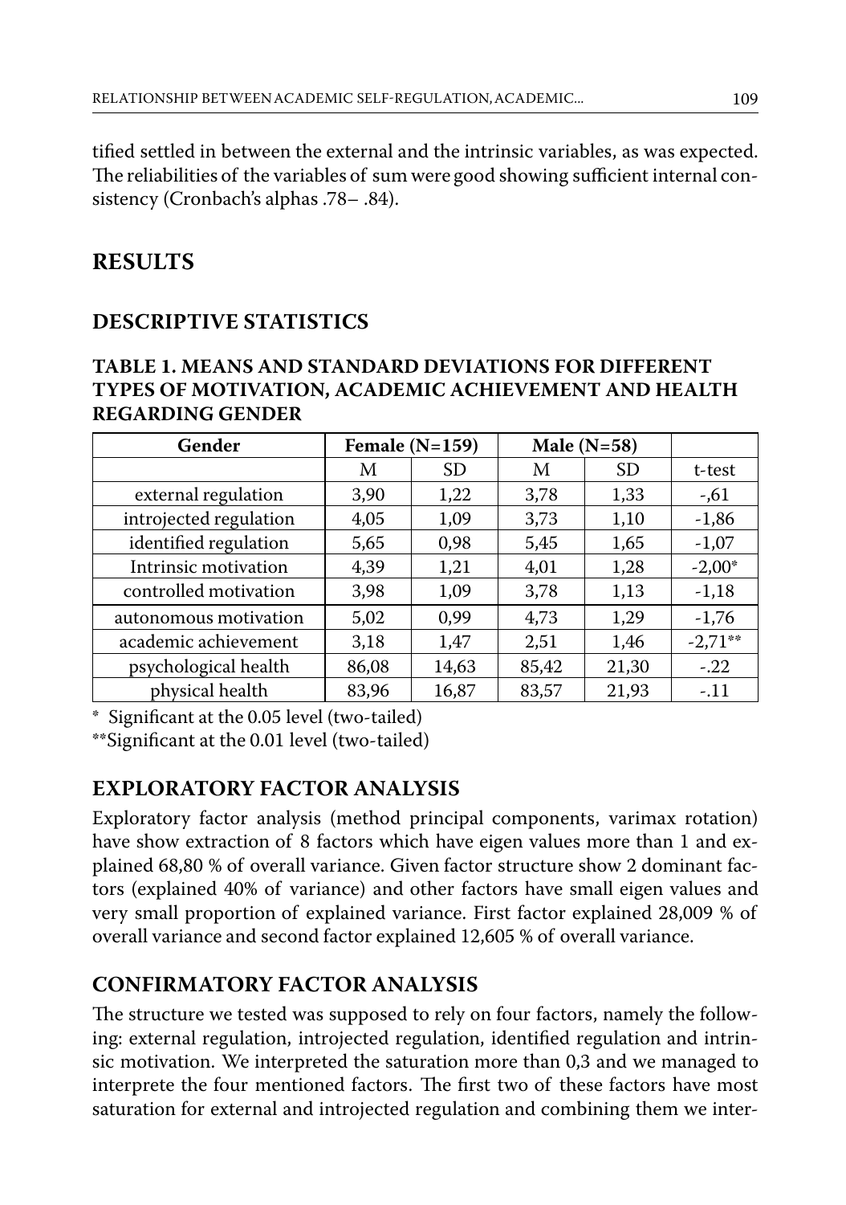tified settled in between the external and the intrinsic variables, as was expected. The reliabilities of the variables of sum were good showing sufficient internal consistency (Cronbach's alphas .78– .84).

## RESULTS

### DESCRIPTIVE STATISTICS

**TABLE 1. MEANS AND STANDARD DEVIATIONS FOR DIFFERENT TYPES OF MOTIVATION, ACADEMIC ACHIEVEMENT AND HEALTH REGARDING GENDER**

| Gender | Female (N=159) | | Male (N=58) | | |
|---|---|---|---|---|---|
| | M | SD | M | SD | t-test |
| external regulation | 3,90 | 1,22 | 3,78 | 1,33 | -,61 |
| introjected regulation | 4,05 | 1,09 | 3,73 | 1,10 | -1,86 |
| identified regulation | 5,65 | 0,98 | 5,45 | 1,65 | -1,07 |
| Intrinsic motivation | 4,39 | 1,21 | 4,01 | 1,28 | -2,00* |
| controlled motivation | 3,98 | 1,09 | 3,78 | 1,13 | -1,18 |
| autonomous motivation | 5,02 | 0,99 | 4,73 | 1,29 | -1,76 |
| academic achievement | 3,18 | 1,47 | 2,51 | 1,46 | -2,71** |
| psychological health | 86,08 | 14,63 | 85,42 | 21,30 | -.22 |
| physical health | 83,96 | 16,87 | 83,57 | 21,93 | -.11 |

\* Significant at the 0.05 level (two-tailed)

\*\*Significant at the 0.01 level (two-tailed)

### EXPLORATORY FACTOR ANALYSIS

Exploratory factor analysis (method principal components, varimax rotation) have show extraction of 8 factors which have eigen values more than 1 and explained 68,80 % of overall variance. Given factor structure show 2 dominant factors (explained 40% of variance) and other factors have small eigen values and very small proportion of explained variance. First factor explained 28,009 % of overall variance and second factor explained 12,605 % of overall variance.

### CONFIRMATORY FACTOR ANALYSIS

The structure we tested was supposed to rely on four factors, namely the following: external regulation, introjected regulation, identified regulation and intrinsic motivation. We interpreted the saturation more than 0,3 and we managed to interprete the four mentioned factors. The first two of these factors have most saturation for external and introjected regulation and combining them we inter-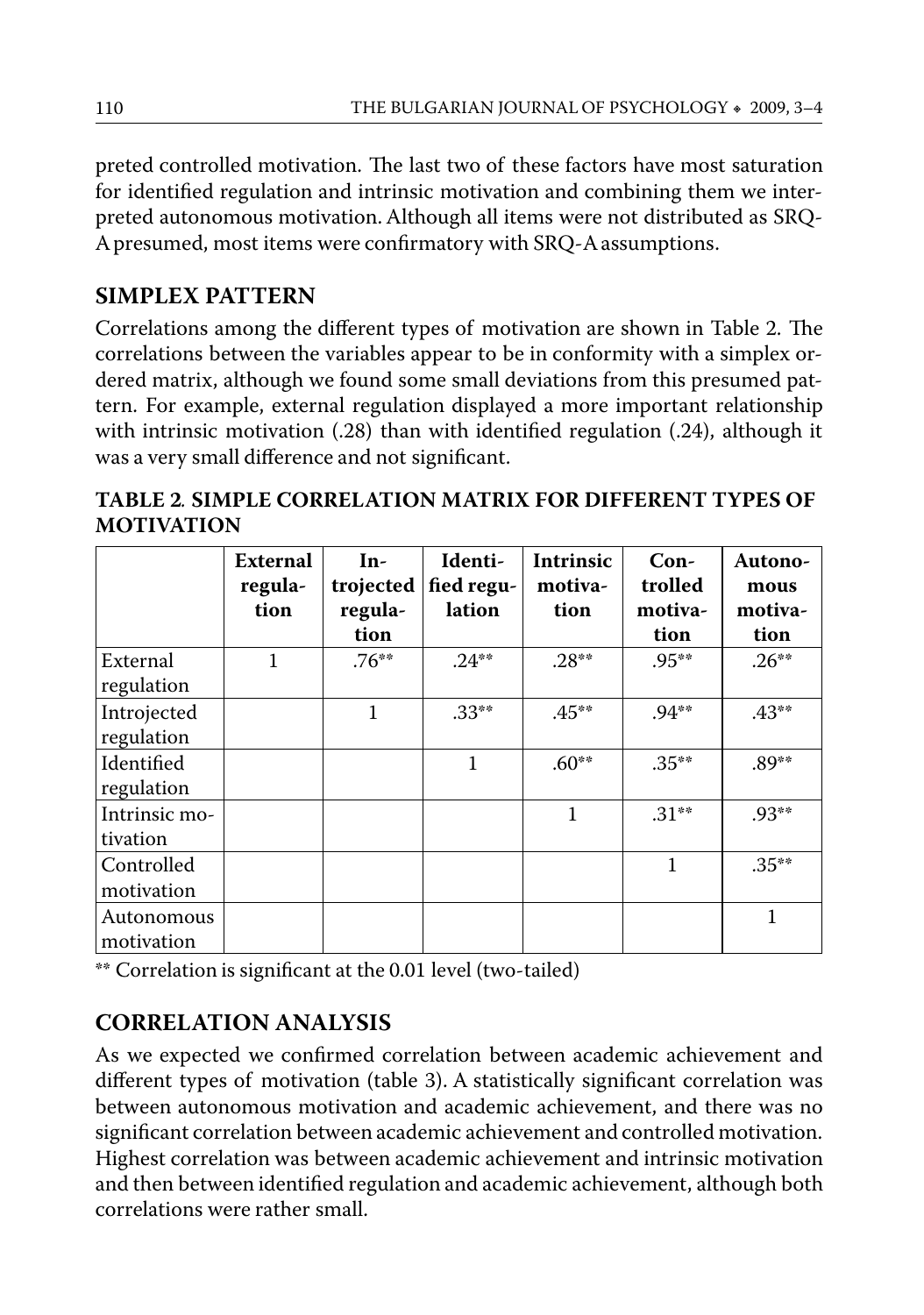preted controlled motivation. The last two of these factors have most saturation for identified regulation and intrinsic motivation and combining them we interpreted autonomous motivation. Although all items were not distributed as SRQ-A presumed, most items were confirmatory with SRQ-A assumptions.

## SIMPLEX PATTERN

Correlations among the different types of motivation are shown in Table 2. The correlations between the variables appear to be in conformity with a simplex ordered matrix, although we found some small deviations from this presumed pattern. For example, external regulation displayed a more important relationship with intrinsic motivation (.28) than with identified regulation (.24), although it was a very small difference and not significant.

**TABLE 2. SIMPLE CORRELATION MATRIX FOR DIFFERENT TYPES OF MOTIVATION**

| | External regulation | Introjected regulation | Identified regulation | Intrinsic motivation | Controlled motivation | Autonomous motivation |
|---|---|---|---|---|---|---|
| External regulation | 1 | .76** | .24** | .28** | .95** | .26** |
| Introjected regulation | | 1 | .33** | .45** | .94** | .43** |
| Identified regulation | | | 1 | .60** | .35** | .89** |
| Intrinsic motivation | | | | 1 | .31** | .93** |
| Controlled motivation | | | | | 1 | .35** |
| Autonomous motivation | | | | | | 1 |

** Correlation is significant at the 0.01 level (two-tailed)

## CORRELATION ANALYSIS

As we expected we confirmed correlation between academic achievement and different types of motivation (table 3). A statistically significant correlation was between autonomous motivation and academic achievement, and there was no significant correlation between academic achievement and controlled motivation. Highest correlation was between academic achievement and intrinsic motivation and then between identified regulation and academic achievement, although both correlations were rather small.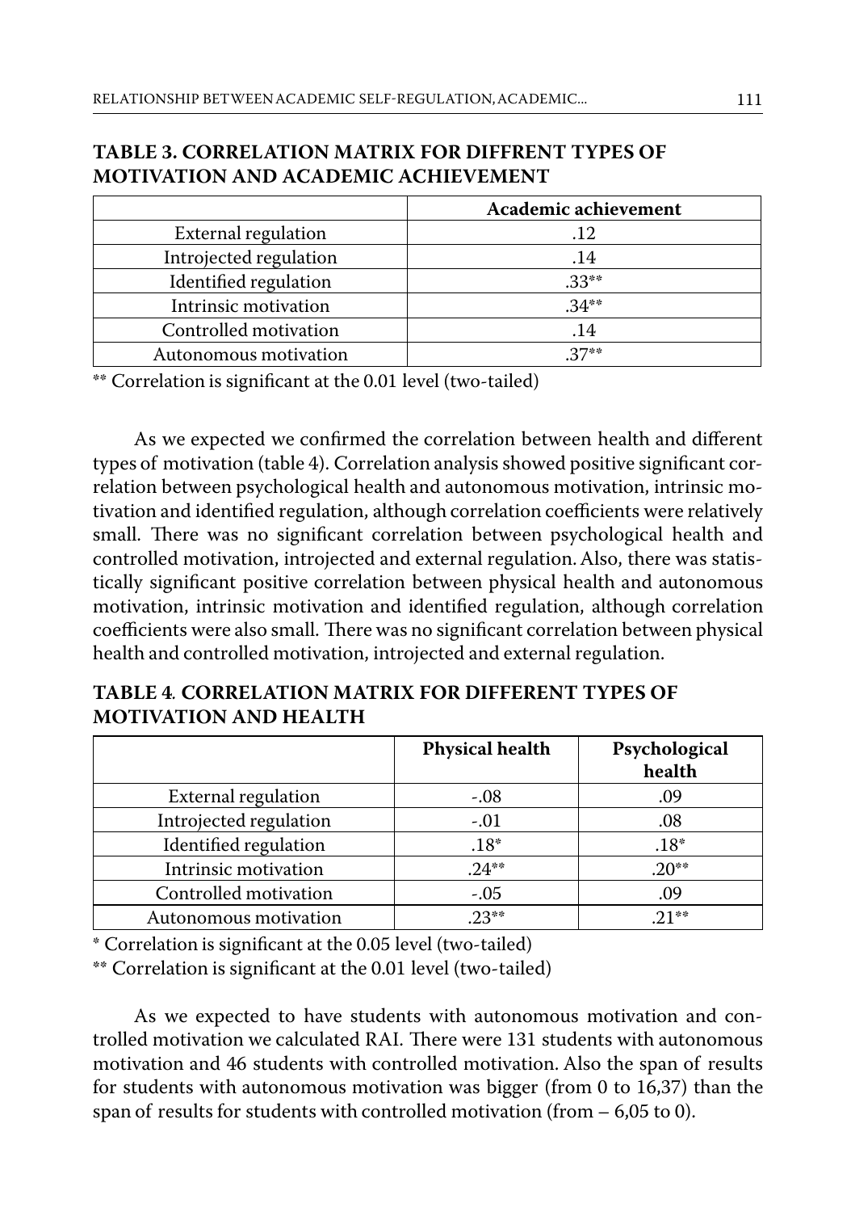**TABLE 3. CORRELATION MATRIX FOR DIFFRENT TYPES OF MOTIVATION AND ACADEMIC ACHIEVEMENT**

| | Academic achievement |
|---|---|
| External regulation | .12 |
| Introjected regulation | .14 |
| Identified regulation | .33** |
| Intrinsic motivation | .34** |
| Controlled motivation | .14 |
| Autonomous motivation | .37** |

** Correlation is significant at the 0.01 level (two-tailed)

As we expected we confirmed the correlation between health and different types of motivation (table 4). Correlation analysis showed positive significant correlation between psychological health and autonomous motivation, intrinsic motivation and identified regulation, although correlation coefficients were relatively small. There was no significant correlation between psychological health and controlled motivation, introjected and external regulation. Also, there was statistically significant positive correlation between physical health and autonomous motivation, intrinsic motivation and identified regulation, although correlation coefficients were also small. There was no significant correlation between physical health and controlled motivation, introjected and external regulation.

**TABLE 4. CORRELATION MATRIX FOR DIFFERENT TYPES OF MOTIVATION AND HEALTH**

| | Physical health | Psychological health |
|---|---|---|
| External regulation | -.08 | .09 |
| Introjected regulation | -.01 | .08 |
| Identified regulation | .18* | .18* |
| Intrinsic motivation | .24** | .20** |
| Controlled motivation | -.05 | .09 |
| Autonomous motivation | .23** | .21** |

* Correlation is significant at the 0.05 level (two-tailed)

** Correlation is significant at the 0.01 level (two-tailed)

As we expected to have students with autonomous motivation and controlled motivation we calculated RAI. There were 131 students with autonomous motivation and 46 students with controlled motivation. Also the span of results for students with autonomous motivation was bigger (from 0 to 16,37) than the span of results for students with controlled motivation (from – 6,05 to 0).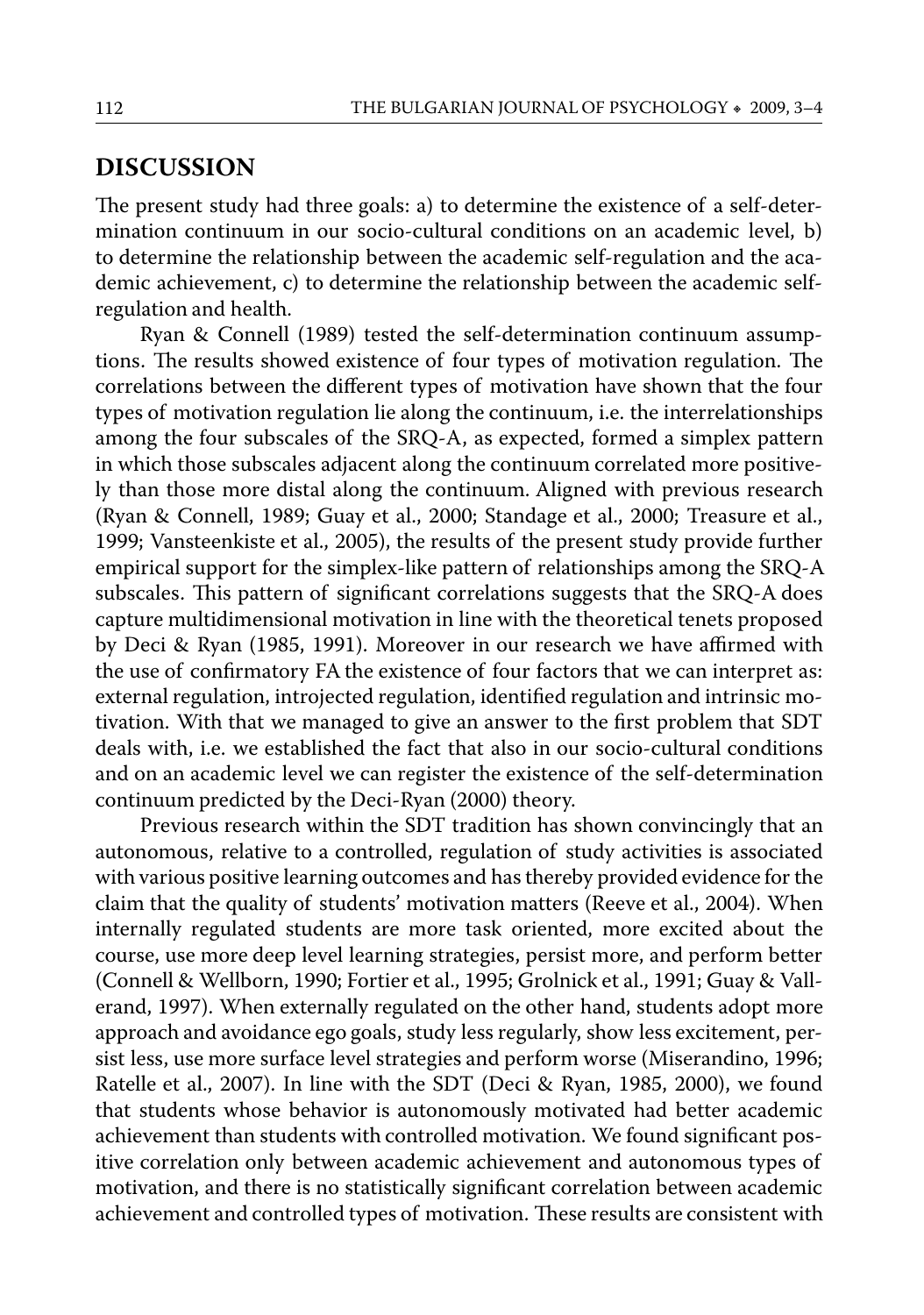## DISCUSSION

The present study had three goals: a) to determine the existence of a self-determination continuum in our socio-cultural conditions on an academic level, b) to determine the relationship between the academic self-regulation and the academic achievement, c) to determine the relationship between the academic self-regulation and health.

Ryan & Connell (1989) tested the self-determination continuum assumptions. The results showed existence of four types of motivation regulation. The correlations between the different types of motivation have shown that the four types of motivation regulation lie along the continuum, i.e. the interrelationships among the four subscales of the SRQ-A, as expected, formed a simplex pattern in which those subscales adjacent along the continuum correlated more positively than those more distal along the continuum. Aligned with previous research (Ryan & Connell, 1989; Guay et al., 2000; Standage et al., 2000; Treasure et al., 1999; Vansteenkiste et al., 2005), the results of the present study provide further empirical support for the simplex-like pattern of relationships among the SRQ-A subscales. This pattern of significant correlations suggests that the SRQ-A does capture multidimensional motivation in line with the theoretical tenets proposed by Deci & Ryan (1985, 1991). Moreover in our research we have affirmed with the use of confirmatory FA the existence of four factors that we can interpret as: external regulation, introjected regulation, identified regulation and intrinsic motivation. With that we managed to give an answer to the first problem that SDT deals with, i.e. we established the fact that also in our socio-cultural conditions and on an academic level we can register the existence of the self-determination continuum predicted by the Deci-Ryan (2000) theory.

Previous research within the SDT tradition has shown convincingly that an autonomous, relative to a controlled, regulation of study activities is associated with various positive learning outcomes and has thereby provided evidence for the claim that the quality of students' motivation matters (Reeve et al., 2004). When internally regulated students are more task oriented, more excited about the course, use more deep level learning strategies, persist more, and perform better (Connell & Wellborn, 1990; Fortier et al., 1995; Grolnick et al., 1991; Guay & Vallerand, 1997). When externally regulated on the other hand, students adopt more approach and avoidance ego goals, study less regularly, show less excitement, persist less, use more surface level strategies and perform worse (Miserandino, 1996; Ratelle et al., 2007). In line with the SDT (Deci & Ryan, 1985, 2000), we found that students whose behavior is autonomously motivated had better academic achievement than students with controlled motivation. We found significant positive correlation only between academic achievement and autonomous types of motivation, and there is no statistically significant correlation between academic achievement and controlled types of motivation. These results are consistent with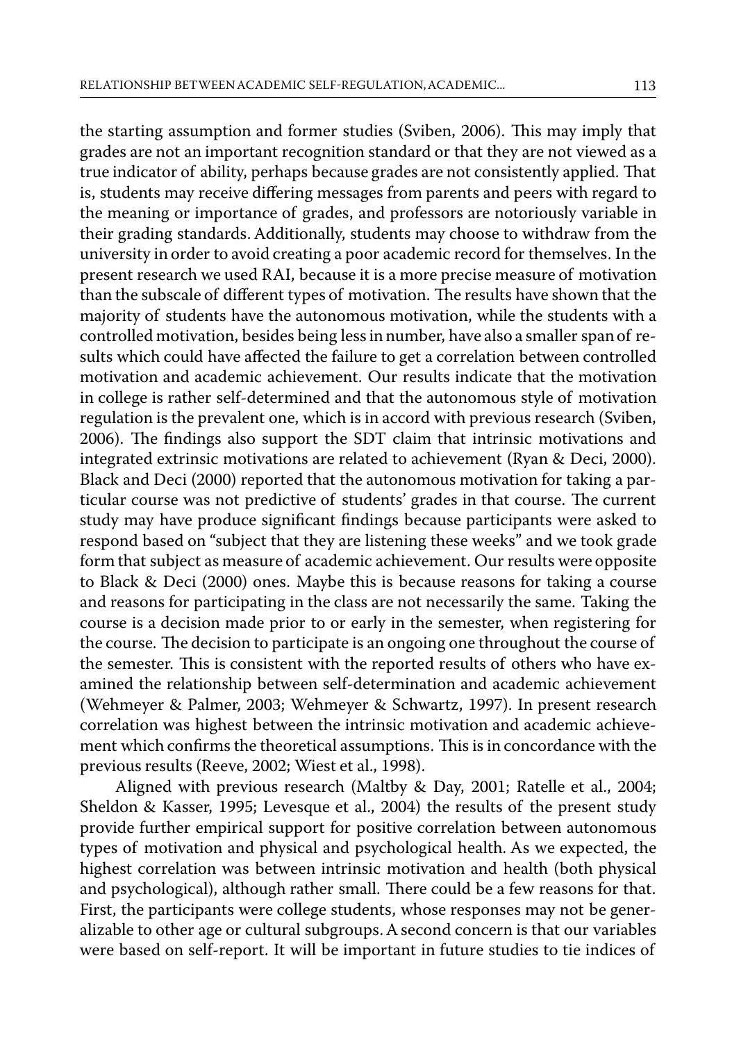the starting assumption and former studies (Sviben, 2006). This may imply that grades are not an important recognition standard or that they are not viewed as a true indicator of ability, perhaps because grades are not consistently applied. That is, students may receive differing messages from parents and peers with regard to the meaning or importance of grades, and professors are notoriously variable in their grading standards. Additionally, students may choose to withdraw from the university in order to avoid creating a poor academic record for themselves. In the present research we used RAI, because it is a more precise measure of motivation than the subscale of different types of motivation. The results have shown that the majority of students have the autonomous motivation, while the students with a controlled motivation, besides being less in number, have also a smaller span of results which could have affected the failure to get a correlation between controlled motivation and academic achievement. Our results indicate that the motivation in college is rather self-determined and that the autonomous style of motivation regulation is the prevalent one, which is in accord with previous research (Sviben, 2006). The findings also support the SDT claim that intrinsic motivations and integrated extrinsic motivations are related to achievement (Ryan & Deci, 2000). Black and Deci (2000) reported that the autonomous motivation for taking a particular course was not predictive of students' grades in that course. The current study may have produce significant findings because participants were asked to respond based on "subject that they are listening these weeks" and we took grade form that subject as measure of academic achievement. Our results were opposite to Black & Deci (2000) ones. Maybe this is because reasons for taking a course and reasons for participating in the class are not necessarily the same. Taking the course is a decision made prior to or early in the semester, when registering for the course. The decision to participate is an ongoing one throughout the course of the semester. This is consistent with the reported results of others who have examined the relationship between self-determination and academic achievement (Wehmeyer & Palmer, 2003; Wehmeyer & Schwartz, 1997). In present research correlation was highest between the intrinsic motivation and academic achievement which confirms the theoretical assumptions. This is in concordance with the previous results (Reeve, 2002; Wiest et al., 1998).

Aligned with previous research (Maltby & Day, 2001; Ratelle et al., 2004; Sheldon & Kasser, 1995; Levesque et al., 2004) the results of the present study provide further empirical support for positive correlation between autonomous types of motivation and physical and psychological health. As we expected, the highest correlation was between intrinsic motivation and health (both physical and psychological), although rather small. There could be a few reasons for that. First, the participants were college students, whose responses may not be generalizable to other age or cultural subgroups. A second concern is that our variables were based on self-report. It will be important in future studies to tie indices of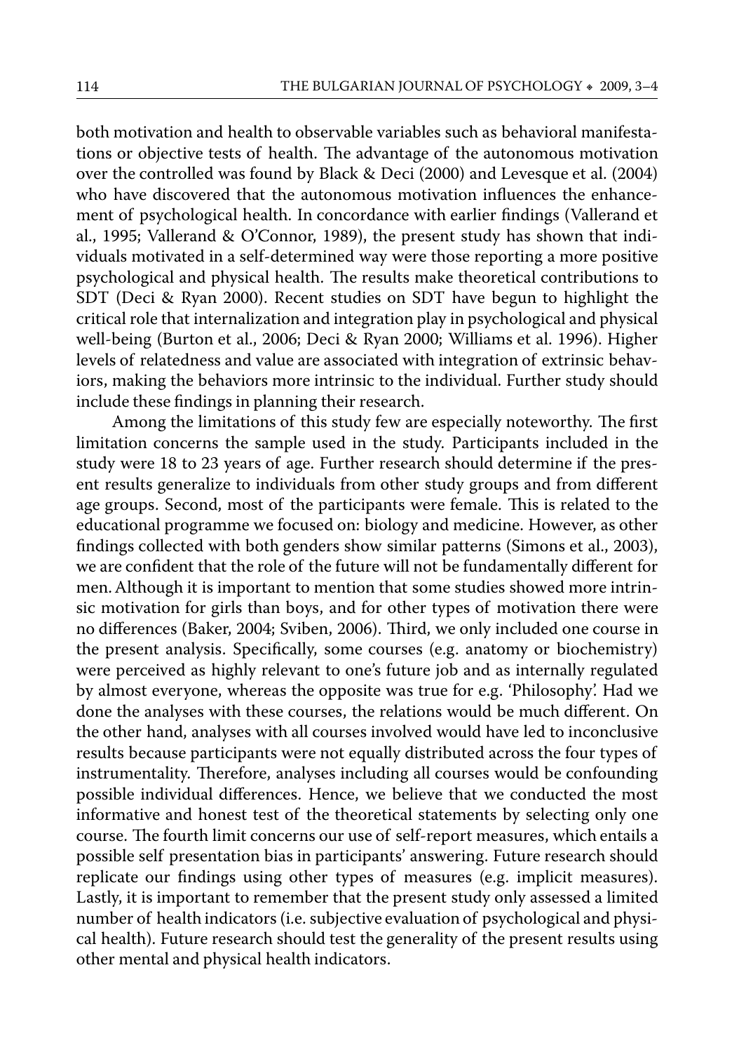both motivation and health to observable variables such as behavioral manifestations or objective tests of health. The advantage of the autonomous motivation over the controlled was found by Black & Deci (2000) and Levesque et al. (2004) who have discovered that the autonomous motivation influences the enhancement of psychological health. In concordance with earlier findings (Vallerand et al., 1995; Vallerand & O'Connor, 1989), the present study has shown that individuals motivated in a self-determined way were those reporting a more positive psychological and physical health. The results make theoretical contributions to SDT (Deci & Ryan 2000). Recent studies on SDT have begun to highlight the critical role that internalization and integration play in psychological and physical well-being (Burton et al., 2006; Deci & Ryan 2000; Williams et al. 1996). Higher levels of relatedness and value are associated with integration of extrinsic behaviors, making the behaviors more intrinsic to the individual. Further study should include these findings in planning their research.

Among the limitations of this study few are especially noteworthy. The first limitation concerns the sample used in the study. Participants included in the study were 18 to 23 years of age. Further research should determine if the present results generalize to individuals from other study groups and from different age groups. Second, most of the participants were female. This is related to the educational programme we focused on: biology and medicine. However, as other findings collected with both genders show similar patterns (Simons et al., 2003), we are confident that the role of the future will not be fundamentally different for men. Although it is important to mention that some studies showed more intrinsic motivation for girls than boys, and for other types of motivation there were no differences (Baker, 2004; Sviben, 2006). Third, we only included one course in the present analysis. Specifically, some courses (e.g. anatomy or biochemistry) were perceived as highly relevant to one's future job and as internally regulated by almost everyone, whereas the opposite was true for e.g. 'Philosophy'. Had we done the analyses with these courses, the relations would be much different. On the other hand, analyses with all courses involved would have led to inconclusive results because participants were not equally distributed across the four types of instrumentality. Therefore, analyses including all courses would be confounding possible individual differences. Hence, we believe that we conducted the most informative and honest test of the theoretical statements by selecting only one course. The fourth limit concerns our use of self-report measures, which entails a possible self presentation bias in participants' answering. Future research should replicate our findings using other types of measures (e.g. implicit measures). Lastly, it is important to remember that the present study only assessed a limited number of health indicators (i.e. subjective evaluation of psychological and physical health). Future research should test the generality of the present results using other mental and physical health indicators.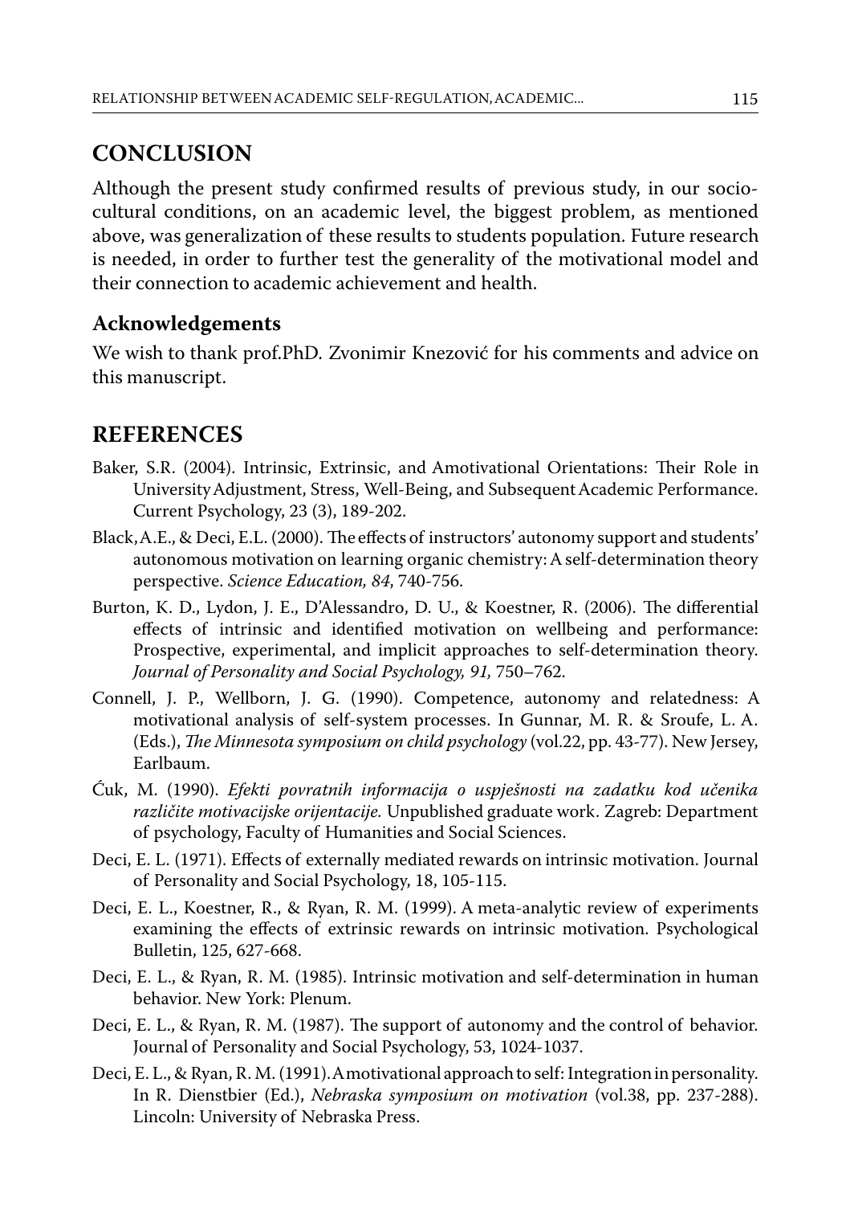## CONCLUSION

Although the present study confirmed results of previous study, in our socio-cultural conditions, on an academic level, the biggest problem, as mentioned above, was generalization of these results to students population. Future research is needed, in order to further test the generality of the motivational model and their connection to academic achievement and health.

### Acknowledgements

We wish to thank prof.PhD. Zvonimir Knezović for his comments and advice on this manuscript.

## REFERENCES

Baker, S.R. (2004). Intrinsic, Extrinsic, and Amotivational Orientations: Their Role in University Adjustment, Stress, Well-Being, and Subsequent Academic Performance. Current Psychology, 23 (3), 189-202.

Black, A.E., & Deci, E.L. (2000). The effects of instructors' autonomy support and students' autonomous motivation on learning organic chemistry: A self-determination theory perspective. *Science Education, 84*, 740-756.

Burton, K. D., Lydon, J. E., D'Alessandro, D. U., & Koestner, R. (2006). The differential effects of intrinsic and identified motivation on wellbeing and performance: Prospective, experimental, and implicit approaches to self-determination theory. *Journal of Personality and Social Psychology, 91,* 750–762.

Connell, J. P., Wellborn, J. G. (1990). Competence, autonomy and relatedness: A motivational analysis of self-system processes. In Gunnar, M. R. & Sroufe, L. A. (Eds.), *The Minnesota symposium on child psychology* (vol.22, pp. 43-77). New Jersey, Earlbaum.

Ćuk, M. (1990). *Efekti povratnih informacija o uspješnosti na zadatku kod učenika različite motivacijske orijentacije.* Unpublished graduate work. Zagreb: Department of psychology, Faculty of Humanities and Social Sciences.

Deci, E. L. (1971). Effects of externally mediated rewards on intrinsic motivation. Journal of Personality and Social Psychology, 18, 105-115.

Deci, E. L., Koestner, R., & Ryan, R. M. (1999). A meta-analytic review of experiments examining the effects of extrinsic rewards on intrinsic motivation. Psychological Bulletin, 125, 627-668.

Deci, E. L., & Ryan, R. M. (1985). Intrinsic motivation and self-determination in human behavior. New York: Plenum.

Deci, E. L., & Ryan, R. M. (1987). The support of autonomy and the control of behavior. Journal of Personality and Social Psychology, 53, 1024-1037.

Deci, E. L., & Ryan, R. M. (1991). A motivational approach to self: Integration in personality. In R. Dienstbier (Ed.), *Nebraska symposium on motivation* (vol.38, pp. 237-288). Lincoln: University of Nebraska Press.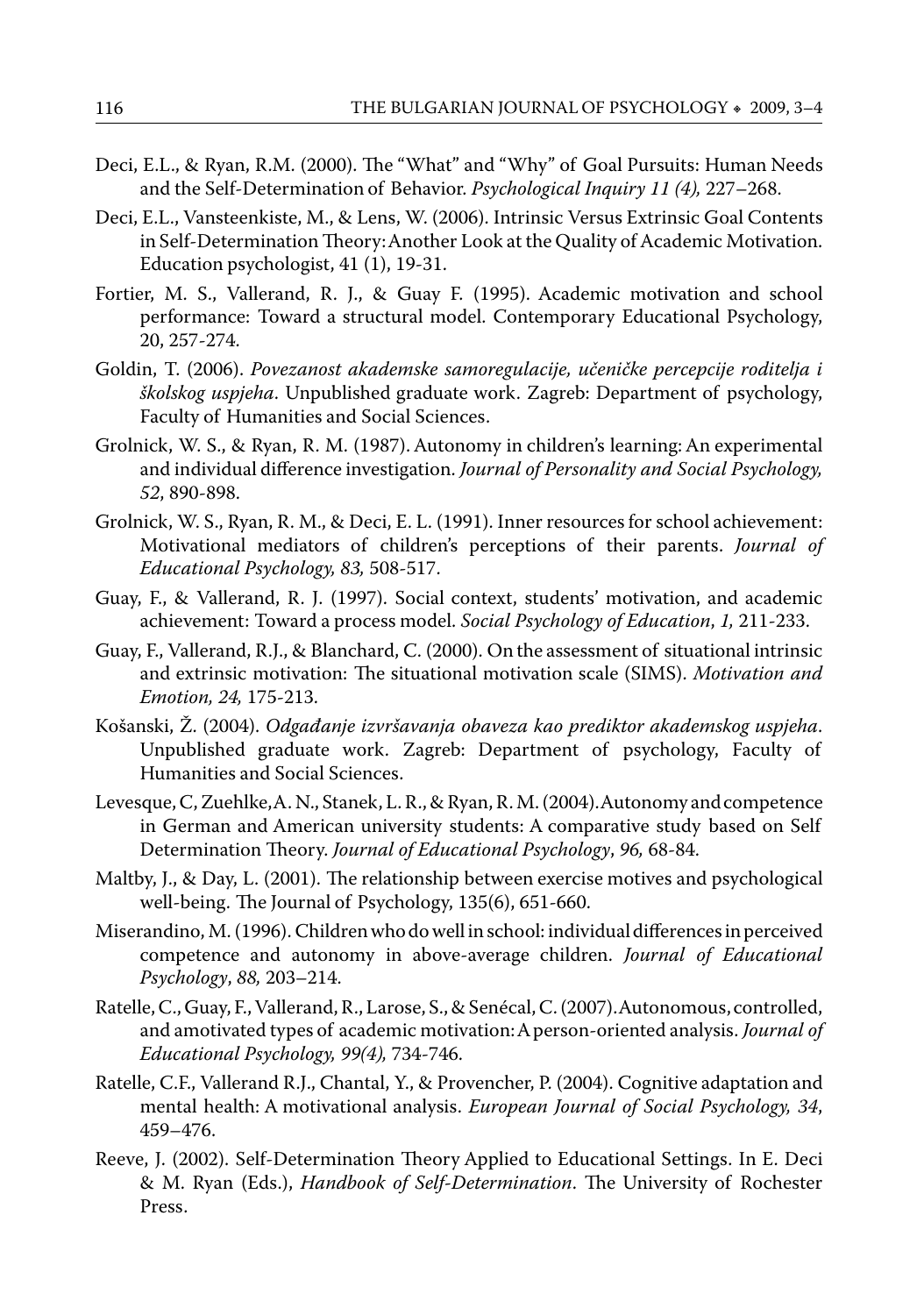Deci, E.L., & Ryan, R.M. (2000). The "What" and "Why" of Goal Pursuits: Human Needs and the Self-Determination of Behavior. *Psychological Inquiry 11 (4),* 227–268.

Deci, E.L., Vansteenkiste, M., & Lens, W. (2006). Intrinsic Versus Extrinsic Goal Contents in Self-Determination Theory: Another Look at the Quality of Academic Motivation. Education psychologist, 41 (1), 19-31.

Fortier, M. S., Vallerand, R. J., & Guay F. (1995). Academic motivation and school performance: Toward a structural model. Contemporary Educational Psychology, 20, 257-274.

Goldin, T. (2006). *Povezanost akademske samoregulacije, učeničke percepcije roditelja i školskog uspjeha*. Unpublished graduate work. Zagreb: Department of psychology, Faculty of Humanities and Social Sciences.

Grolnick, W. S., & Ryan, R. M. (1987). Autonomy in children's learning: An experimental and individual difference investigation. *Journal of Personality and Social Psychology, 52*, 890-898.

Grolnick, W. S., Ryan, R. M., & Deci, E. L. (1991). Inner resources for school achievement: Motivational mediators of children's perceptions of their parents. *Journal of Educational Psychology, 83,* 508-517.

Guay, F., & Vallerand, R. J. (1997). Social context, students' motivation, and academic achievement: Toward a process model. *Social Psychology of Education*, *1,* 211-233.

Guay, F., Vallerand, R.J., & Blanchard, C. (2000). On the assessment of situational intrinsic and extrinsic motivation: The situational motivation scale (SIMS). *Motivation and Emotion, 24,* 175-213.

Košanski, Ž. (2004). *Odgađanje izvršavanja obaveza kao prediktor akademskog uspjeha*. Unpublished graduate work. Zagreb: Department of psychology, Faculty of Humanities and Social Sciences.

Levesque, C, Zuehlke, A. N., Stanek, L. R., & Ryan, R. M. (2004). Autonomy and competence in German and American university students: A comparative study based on Self Determination Theory. *Journal of Educational Psychology*, *96,* 68-84.

Maltby, J., & Day, L. (2001). The relationship between exercise motives and psychological well-being. The Journal of Psychology, 135(6), 651-660.

Miserandino, M. (1996). Children who do well in school: individual differences in perceived competence and autonomy in above-average children. *Journal of Educational Psychology*, *88,* 203–214.

Ratelle, C., Guay, F., Vallerand, R., Larose, S., & Senécal, C. (2007). Autonomous, controlled, and amotivated types of academic motivation: A person-oriented analysis. *Journal of Educational Psychology, 99(4),* 734-746.

Ratelle, C.F., Vallerand R.J., Chantal, Y., & Provencher, P. (2004). Cognitive adaptation and mental health: A motivational analysis. *European Journal of Social Psychology, 34*, 459–476.

Reeve, J. (2002). Self-Determination Theory Applied to Educational Settings. In E. Deci & M. Ryan (Eds.), *Handbook of Self-Determination*. The University of Rochester Press.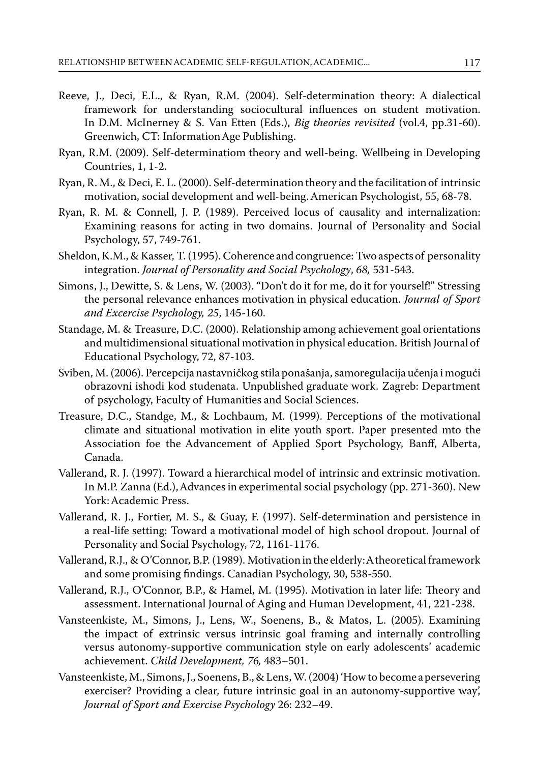Reeve, J., Deci, E.L., & Ryan, R.M. (2004). Self-determination theory: A dialectical framework for understanding sociocultural influences on student motivation. In D.M. McInerney & S. Van Etten (Eds.), *Big theories revisited* (vol.4, pp.31-60). Greenwich, CT: Information Age Publishing.

Ryan, R.M. (2009). Self-determinatiom theory and well-being. Wellbeing in Developing Countries, 1, 1-2.

Ryan, R. M., & Deci, E. L. (2000). Self-determination theory and the facilitation of intrinsic motivation, social development and well-being. American Psychologist, 55, 68-78.

Ryan, R. M. & Connell, J. P. (1989). Perceived locus of causality and internalization: Examining reasons for acting in two domains. Journal of Personality and Social Psychology, 57, 749-761.

Sheldon, K.M., & Kasser, T. (1995). Coherence and congruence: Two aspects of personality integration. *Journal of Personality and Social Psychology*, *68,* 531-543.

Simons, J., Dewitte, S. & Lens, W. (2003). "Don't do it for me, do it for yourself!" Stressing the personal relevance enhances motivation in physical education. *Journal of Sport and Excercise Psychology, 25*, 145-160.

Standage, M. & Treasure, D.C. (2000). Relationship among achievement goal orientations and multidimensional situational motivation in physical education. British Journal of Educational Psychology, 72, 87-103.

Sviben, M. (2006). Percepcija nastavničkog stila ponašanja, samoregulacija učenja i mogući obrazovni ishodi kod studenata. Unpublished graduate work. Zagreb: Department of psychology, Faculty of Humanities and Social Sciences.

Treasure, D.C., Standge, M., & Lochbaum, M. (1999). Perceptions of the motivational climate and situational motivation in elite youth sport. Paper presented mto the Association foe the Advancement of Applied Sport Psychology, Banff, Alberta, Canada.

Vallerand, R. J. (1997). Toward a hierarchical model of intrinsic and extrinsic motivation. In M.P. Zanna (Ed.), Advances in experimental social psychology (pp. 271-360). New York: Academic Press.

Vallerand, R. J., Fortier, M. S., & Guay, F. (1997). Self-determination and persistence in a real-life setting: Toward a motivational model of high school dropout. Journal of Personality and Social Psychology, 72, 1161-1176.

Vallerand, R.J., & O'Connor, B.P. (1989). Motivation in the elderly: A theoretical framework and some promising findings. Canadian Psychology, 30, 538-550.

Vallerand, R.J., O'Connor, B.P., & Hamel, M. (1995). Motivation in later life: Theory and assessment. International Journal of Aging and Human Development, 41, 221-238.

Vansteenkiste, M., Simons, J., Lens, W., Soenens, B., & Matos, L. (2005). Examining the impact of extrinsic versus intrinsic goal framing and internally controlling versus autonomy-supportive communication style on early adolescents' academic achievement. *Child Development, 76,* 483–501.

Vansteenkiste, M., Simons, J., Soenens, B., & Lens, W. (2004) 'How to become a persevering exerciser? Providing a clear, future intrinsic goal in an autonomy-supportive way', *Journal of Sport and Exercise Psychology* 26: 232–49.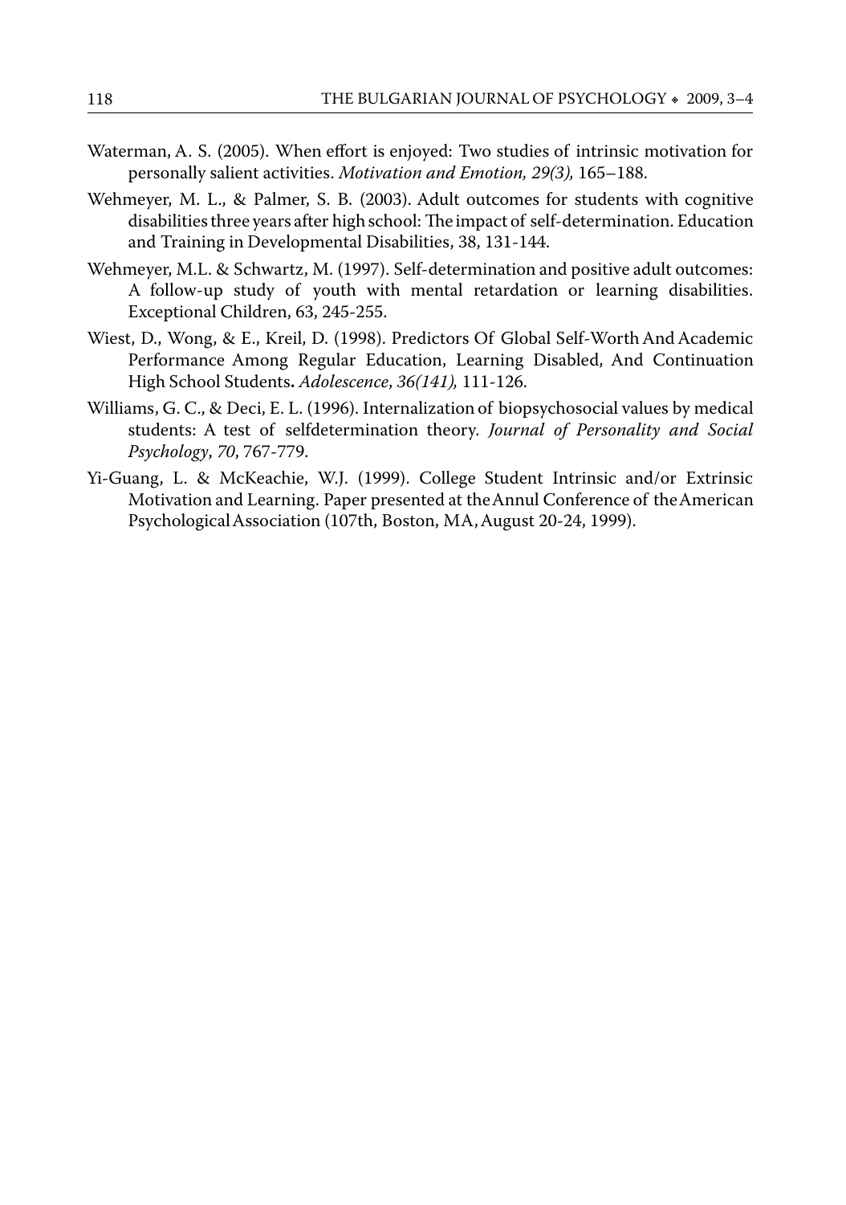Waterman, A. S. (2005). When effort is enjoyed: Two studies of intrinsic motivation for personally salient activities. *Motivation and Emotion, 29(3),* 165–188.

Wehmeyer, M. L., & Palmer, S. B. (2003). Adult outcomes for students with cognitive disabilities three years after high school: The impact of self-determination. Education and Training in Developmental Disabilities, 38, 131-144.

Wehmeyer, M.L. & Schwartz, M. (1997). Self-determination and positive adult outcomes: A follow-up study of youth with mental retardation or learning disabilities. Exceptional Children, 63, 245-255.

Wiest, D., Wong, & E., Kreil, D. (1998). Predictors Of Global Self-Worth And Academic Performance Among Regular Education, Learning Disabled, And Continuation High School Students**.** *Adolescence*, *36(141),* 111-126.

Williams, G. C., & Deci, E. L. (1996). Internalization of biopsychosocial values by medical students: A test of selfdetermination theory. *Journal of Personality and Social Psychology*, *70*, 767-779.

Yi-Guang, L. & McKeachie, W.J. (1999). College Student Intrinsic and/or Extrinsic Motivation and Learning. Paper presented at the Annul Conference of the American Psychological Association (107th, Boston, MA, August 20-24, 1999).